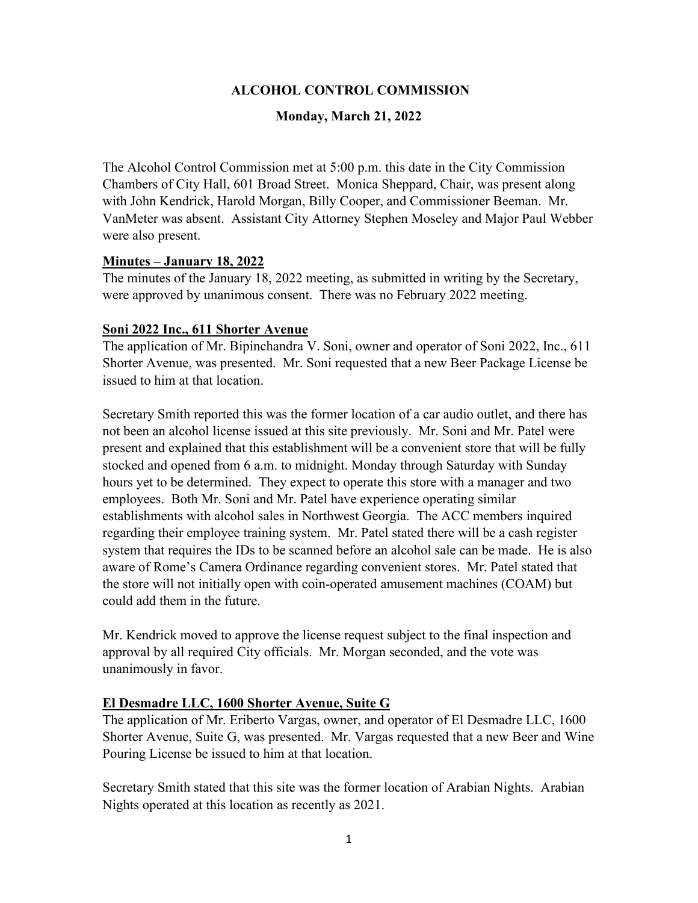# ALCOHOL CONTROL COMMISSION

## Monday, March 21, 2022

The Alcohol Control Commission met at 5:00 p.m. this date in the City Commission Chambers of City Hall, 601 Broad Street. Monica Sheppard, Chair, was present along with John Kendrick, Harold Morgan, Billy Cooper, and Commissioner Beeman. Mr. VanMeter was absent. Assistant City Attorney Stephen Moseley and Major Paul Webber were also present.

**Minutes – January 18, 2022**

The minutes of the January 18, 2022 meeting, as submitted in writing by the Secretary, were approved by unanimous consent. There was no February 2022 meeting.

**Soni 2022 Inc., 611 Shorter Avenue**

The application of Mr. Bipinchandra V. Soni, owner and operator of Soni 2022, Inc., 611 Shorter Avenue, was presented. Mr. Soni requested that a new Beer Package License be issued to him at that location.

Secretary Smith reported this was the former location of a car audio outlet, and there has not been an alcohol license issued at this site previously. Mr. Soni and Mr. Patel were present and explained that this establishment will be a convenient store that will be fully stocked and opened from 6 a.m. to midnight. Monday through Saturday with Sunday hours yet to be determined. They expect to operate this store with a manager and two employees. Both Mr. Soni and Mr. Patel have experience operating similar establishments with alcohol sales in Northwest Georgia. The ACC members inquired regarding their employee training system. Mr. Patel stated there will be a cash register system that requires the IDs to be scanned before an alcohol sale can be made. He is also aware of Rome's Camera Ordinance regarding convenient stores. Mr. Patel stated that the store will not initially open with coin-operated amusement machines (COAM) but could add them in the future.

Mr. Kendrick moved to approve the license request subject to the final inspection and approval by all required City officials. Mr. Morgan seconded, and the vote was unanimously in favor.

**El Desmadre LLC, 1600 Shorter Avenue, Suite G**

The application of Mr. Eriberto Vargas, owner, and operator of El Desmadre LLC, 1600 Shorter Avenue, Suite G, was presented. Mr. Vargas requested that a new Beer and Wine Pouring License be issued to him at that location.

Secretary Smith stated that this site was the former location of Arabian Nights. Arabian Nights operated at this location as recently as 2021.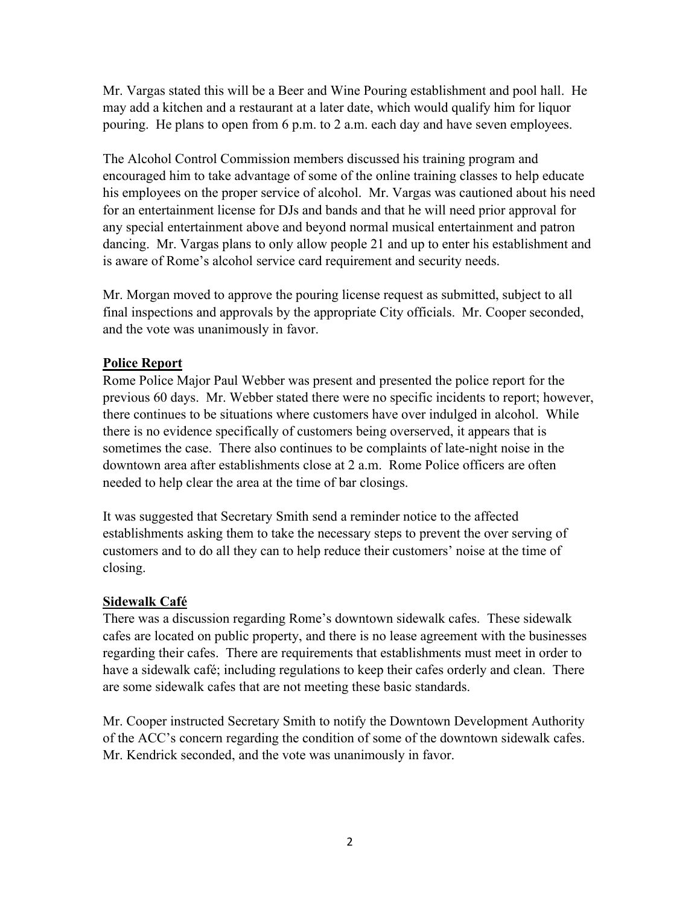Mr. Vargas stated this will be a Beer and Wine Pouring establishment and pool hall. He may add a kitchen and a restaurant at a later date, which would qualify him for liquor pouring. He plans to open from 6 p.m. to 2 a.m. each day and have seven employees.

The Alcohol Control Commission members discussed his training program and encouraged him to take advantage of some of the online training classes to help educate his employees on the proper service of alcohol. Mr. Vargas was cautioned about his need for an entertainment license for DJs and bands and that he will need prior approval for any special entertainment above and beyond normal musical entertainment and patron dancing. Mr. Vargas plans to only allow people 21 and up to enter his establishment and is aware of Rome's alcohol service card requirement and security needs.

Mr. Morgan moved to approve the pouring license request as submitted, subject to all final inspections and approvals by the appropriate City officials. Mr. Cooper seconded, and the vote was unanimously in favor.

**Police Report**

Rome Police Major Paul Webber was present and presented the police report for the previous 60 days. Mr. Webber stated there were no specific incidents to report; however, there continues to be situations where customers have over indulged in alcohol. While there is no evidence specifically of customers being overserved, it appears that is sometimes the case. There also continues to be complaints of late-night noise in the downtown area after establishments close at 2 a.m. Rome Police officers are often needed to help clear the area at the time of bar closings.

It was suggested that Secretary Smith send a reminder notice to the affected establishments asking them to take the necessary steps to prevent the over serving of customers and to do all they can to help reduce their customers' noise at the time of closing.

**Sidewalk Café**

There was a discussion regarding Rome's downtown sidewalk cafes. These sidewalk cafes are located on public property, and there is no lease agreement with the businesses regarding their cafes. There are requirements that establishments must meet in order to have a sidewalk café; including regulations to keep their cafes orderly and clean. There are some sidewalk cafes that are not meeting these basic standards.

Mr. Cooper instructed Secretary Smith to notify the Downtown Development Authority of the ACC's concern regarding the condition of some of the downtown sidewalk cafes. Mr. Kendrick seconded, and the vote was unanimously in favor.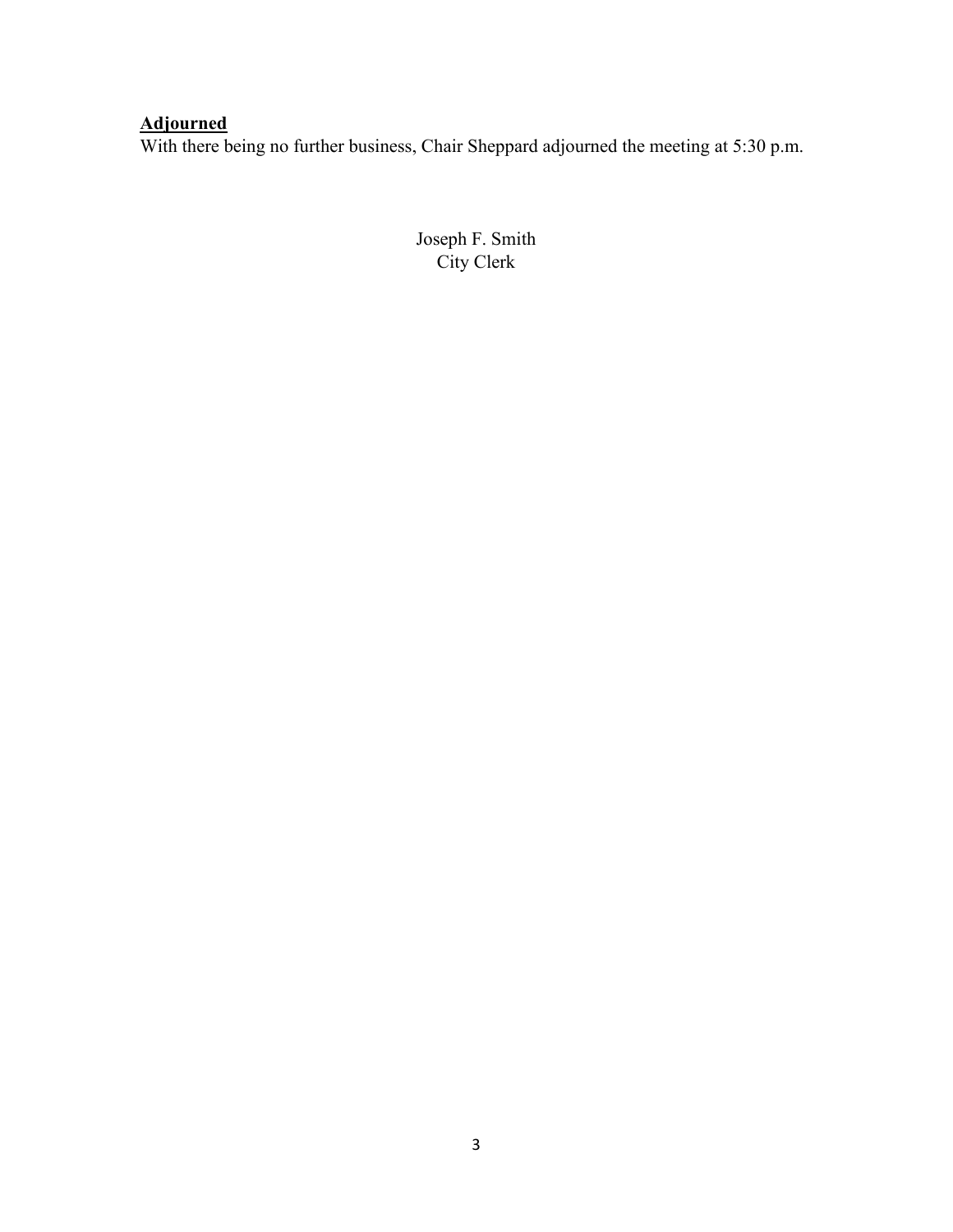**Adjourned**

With there being no further business, Chair Sheppard adjourned the meeting at 5:30 p.m.

Joseph F. Smith
City Clerk